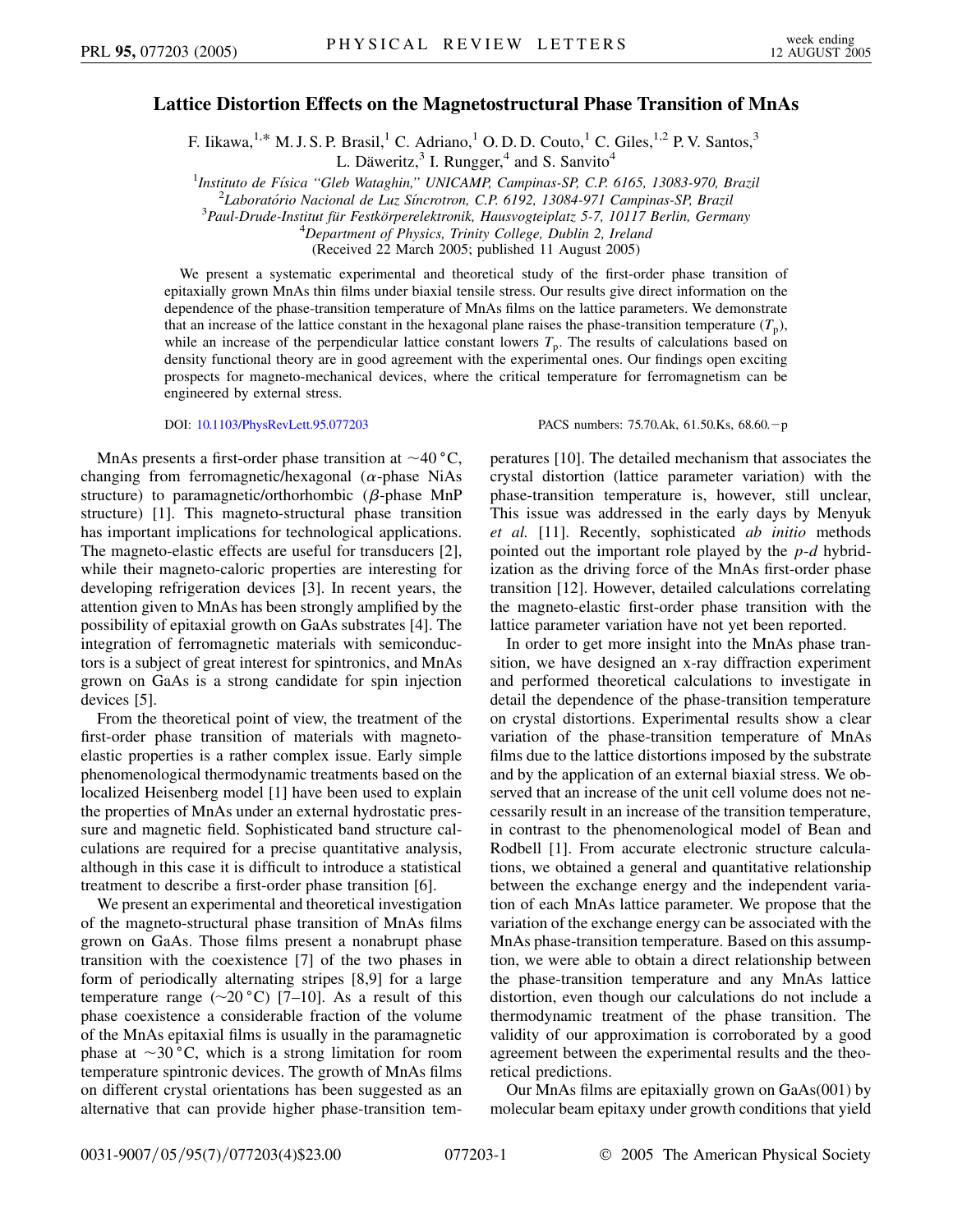# Lattice Distortion Effects on the Magnetostructural Phase Transition of MnAs

F. Iikawa,[1,*] M. J. S. P. Brasil,[1] C. Adriano,[1] O. D. D. Couto,[1] C. Giles,[1,2] P. V. Santos,[3] L. Däweritz,[3] I. Rungger,[4] and S. Sanvito[4]

[1]*Instituto de Física "Gleb Wataghin," UNICAMP, Campinas-SP, C.P. 6165, 13083-970, Brazil*

[2]*Laboratório Nacional de Luz Síncrotron, C.P. 6192, 13084-971 Campinas-SP, Brazil*

[3]*Paul-Drude-Institut für Festkörperelektronik, Hausvogteiplatz 5-7, 10117 Berlin, Germany*

[4]*Department of Physics, Trinity College, Dublin 2, Ireland*

(Received 22 March 2005; published 11 August 2005)

We present a systematic experimental and theoretical study of the first-order phase transition of epitaxially grown MnAs thin films under biaxial tensile stress. Our results give direct information on the dependence of the phase-transition temperature of MnAs films on the lattice parameters. We demonstrate that an increase of the lattice constant in the hexagonal plane raises the phase-transition temperature ($T_p$), while an increase of the perpendicular lattice constant lowers $T_p$. The results of calculations based on density functional theory are in good agreement with the experimental ones. Our findings open exciting prospects for magneto-mechanical devices, where the critical temperature for ferromagnetism can be engineered by external stress.

DOI: 10.1103/PhysRevLett.95.077203 PACS numbers: 75.70.Ak, 61.50.Ks, 68.60.−p

MnAs presents a first-order phase transition at ~40 °C, changing from ferromagnetic/hexagonal ($\alpha$-phase NiAs structure) to paramagnetic/orthorhombic ($\beta$-phase MnP structure) [1]. This magneto-structural phase transition has important implications for technological applications. The magneto-elastic effects are useful for transducers [2], while their magneto-caloric properties are interesting for developing refrigeration devices [3]. In recent years, the attention given to MnAs has been strongly amplified by the possibility of epitaxial growth on GaAs substrates [4]. The integration of ferromagnetic materials with semiconductors is a subject of great interest for spintronics, and MnAs grown on GaAs is a strong candidate for spin injection devices [5].

From the theoretical point of view, the treatment of the first-order phase transition of materials with magneto-elastic properties is a rather complex issue. Early simple phenomenological thermodynamic treatments based on the localized Heisenberg model [1] have been used to explain the properties of MnAs under an external hydrostatic pressure and magnetic field. Sophisticated band structure calculations are required for a precise quantitative analysis, although in this case it is difficult to introduce a statistical treatment to describe a first-order phase transition [6].

We present an experimental and theoretical investigation of the magneto-structural phase transition of MnAs films grown on GaAs. Those films present a nonabrupt phase transition with the coexistence [7] of the two phases in form of periodically alternating stripes [8,9] for a large temperature range (~20 °C) [7–10]. As a result of this phase coexistence a considerable fraction of the volume of the MnAs epitaxial films is usually in the paramagnetic phase at ~30 °C, which is a strong limitation for room temperature spintronic devices. The growth of MnAs films on different crystal orientations has been suggested as an alternative that can provide higher phase-transition temperatures [10]. The detailed mechanism that associates the crystal distortion (lattice parameter variation) with the phase-transition temperature is, however, still unclear, This issue was addressed in the early days by Menyuk *et al.* [11]. Recently, sophisticated *ab initio* methods pointed out the important role played by the *p*-*d* hybridization as the driving force of the MnAs first-order phase transition [12]. However, detailed calculations correlating the magneto-elastic first-order phase transition with the lattice parameter variation have not yet been reported.

In order to get more insight into the MnAs phase transition, we have designed an x-ray diffraction experiment and performed theoretical calculations to investigate in detail the dependence of the phase-transition temperature on crystal distortions. Experimental results show a clear variation of the phase-transition temperature of MnAs films due to the lattice distortions imposed by the substrate and by the application of an external biaxial stress. We observed that an increase of the unit cell volume does not necessarily result in an increase of the transition temperature, in contrast to the phenomenological model of Bean and Rodbell [1]. From accurate electronic structure calculations, we obtained a general and quantitative relationship between the exchange energy and the independent variation of each MnAs lattice parameter. We propose that the variation of the exchange energy can be associated with the MnAs phase-transition temperature. Based on this assumption, we were able to obtain a direct relationship between the phase-transition temperature and any MnAs lattice distortion, even though our calculations do not include a thermodynamic treatment of the phase transition. The validity of our approximation is corroborated by a good agreement between the experimental results and the theoretical predictions.

Our MnAs films are epitaxially grown on GaAs(001) by molecular beam epitaxy under growth conditions that yield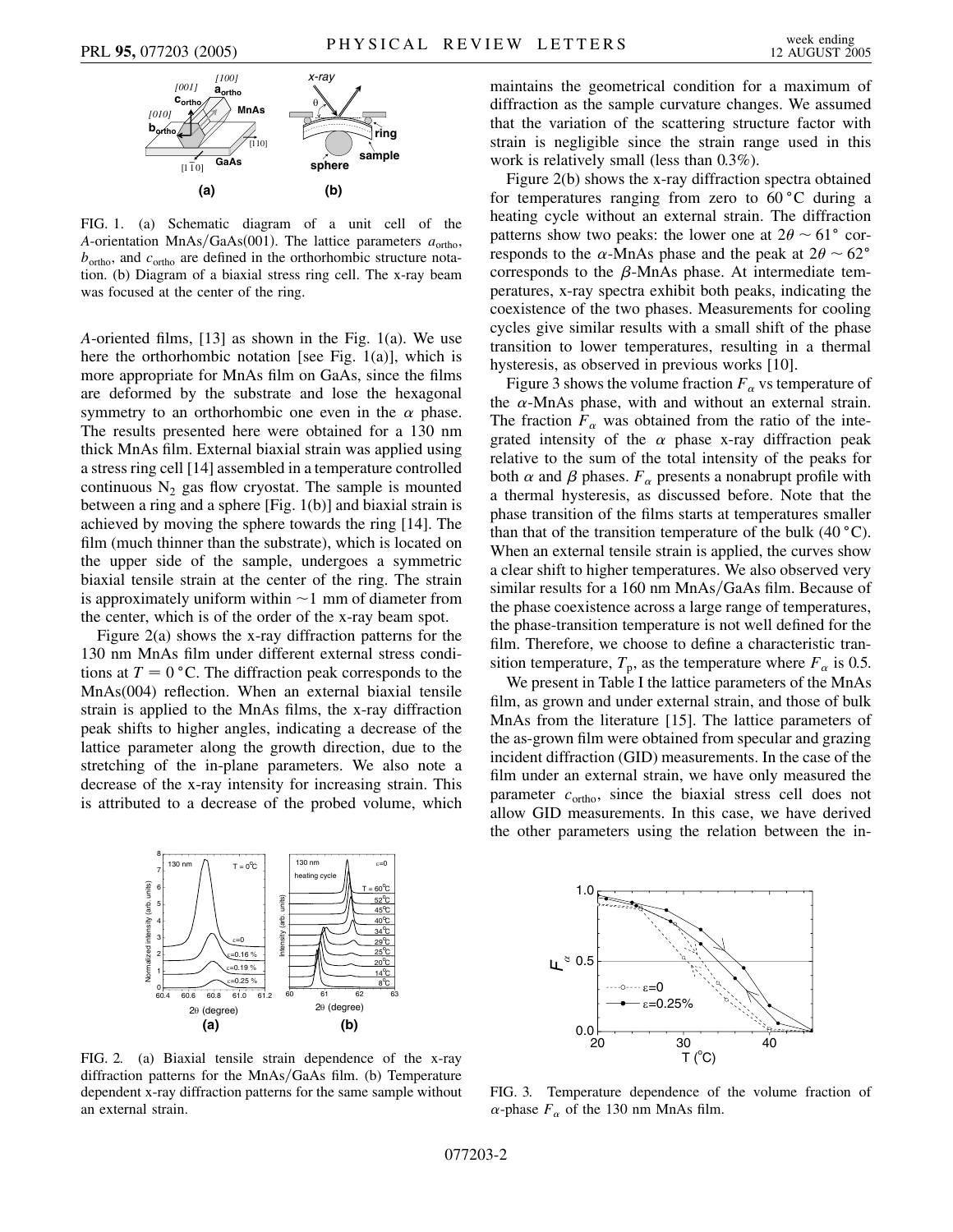FIG. 1. (a) Schematic diagram of a unit cell of the $A$-orientation MnAs/GaAs(001). The lattice parameters $a_{\text{ortho}}$, $b_{\text{ortho}}$, and $c_{\text{ortho}}$ are defined in the orthorhombic structure notation. (b) Diagram of a biaxial stress ring cell. The x-ray beam was focused at the center of the ring.

$A$-oriented films, [13] as shown in the Fig. 1(a). We use here the orthorhombic notation [see Fig. 1(a)], which is more appropriate for MnAs film on GaAs, since the films are deformed by the substrate and lose the hexagonal symmetry to an orthorhombic one even in the $\alpha$ phase. The results presented here were obtained for a 130 nm thick MnAs film. External biaxial strain was applied using a stress ring cell [14] assembled in a temperature controlled continuous $N_2$ gas flow cryostat. The sample is mounted between a ring and a sphere [Fig. 1(b)] and biaxial strain is achieved by moving the sphere towards the ring [14]. The film (much thinner than the substrate), which is located on the upper side of the sample, undergoes a symmetric biaxial tensile strain at the center of the ring. The strain is approximately uniform within $\sim$1 mm of diameter from the center, which is of the order of the x-ray beam spot.

Figure 2(a) shows the x-ray diffraction patterns for the 130 nm MnAs film under different external stress conditions at $T = 0\,^{\circ}\text{C}$. The diffraction peak corresponds to the MnAs(004) reflection. When an external biaxial tensile strain is applied to the MnAs films, the x-ray diffraction peak shifts to higher angles, indicating a decrease of the lattice parameter along the growth direction, due to the stretching of the in-plane parameters. We also note a decrease of the x-ray intensity for increasing strain. This is attributed to a decrease of the probed volume, which maintains the geometrical condition for a maximum of diffraction as the sample curvature changes. We assumed that the variation of the scattering structure factor with strain is negligible since the strain range used in this work is relatively small (less than 0.3%).

Figure 2(b) shows the x-ray diffraction spectra obtained for temperatures ranging from zero to 60 °C during a heating cycle without an external strain. The diffraction patterns show two peaks: the lower one at $2\theta \sim 61°$ corresponds to the $\alpha$-MnAs phase and the peak at $2\theta \sim 62°$ corresponds to the $\beta$-MnAs phase. At intermediate temperatures, x-ray spectra exhibit both peaks, indicating the coexistence of the two phases. Measurements for cooling cycles give similar results with a small shift of the phase transition to lower temperatures, resulting in a thermal hysteresis, as observed in previous works [10].

Figure 3 shows the volume fraction $F_{\alpha}$ vs temperature of the $\alpha$-MnAs phase, with and without an external strain. The fraction $F_{\alpha}$ was obtained from the ratio of the integrated intensity of the $\alpha$ phase x-ray diffraction peak relative to the sum of the total intensity of the peaks for both $\alpha$ and $\beta$ phases. $F_{\alpha}$ presents a nonabrupt profile with a thermal hysteresis, as discussed before. Note that the phase transition of the films starts at temperatures smaller than that of the transition temperature of the bulk (40 °C). When an external tensile strain is applied, the curves show a clear shift to higher temperatures. We also observed very similar results for a 160 nm MnAs/GaAs film. Because of the phase coexistence across a large range of temperatures, the phase-transition temperature is not well defined for the film. Therefore, we choose to define a characteristic transition temperature, $T_p$, as the temperature where $F_{\alpha}$ is 0.5.

We present in Table I the lattice parameters of the MnAs film, as grown and under external strain, and those of bulk MnAs from the literature [15]. The lattice parameters of the as-grown film were obtained from specular and grazing incident diffraction (GID) measurements. In the case of the film under an external strain, we have only measured the parameter $c_{\text{ortho}}$, since the biaxial stress cell does not allow GID measurements. In this case, we have derived the other parameters using the relation between the in-

FIG. 2. (a) Biaxial tensile strain dependence of the x-ray diffraction patterns for the MnAs/GaAs film. (b) Temperature dependent x-ray diffraction patterns for the same sample without an external strain.

FIG. 3. Temperature dependence of the volume fraction of $\alpha$-phase $F_{\alpha}$ of the 130 nm MnAs film.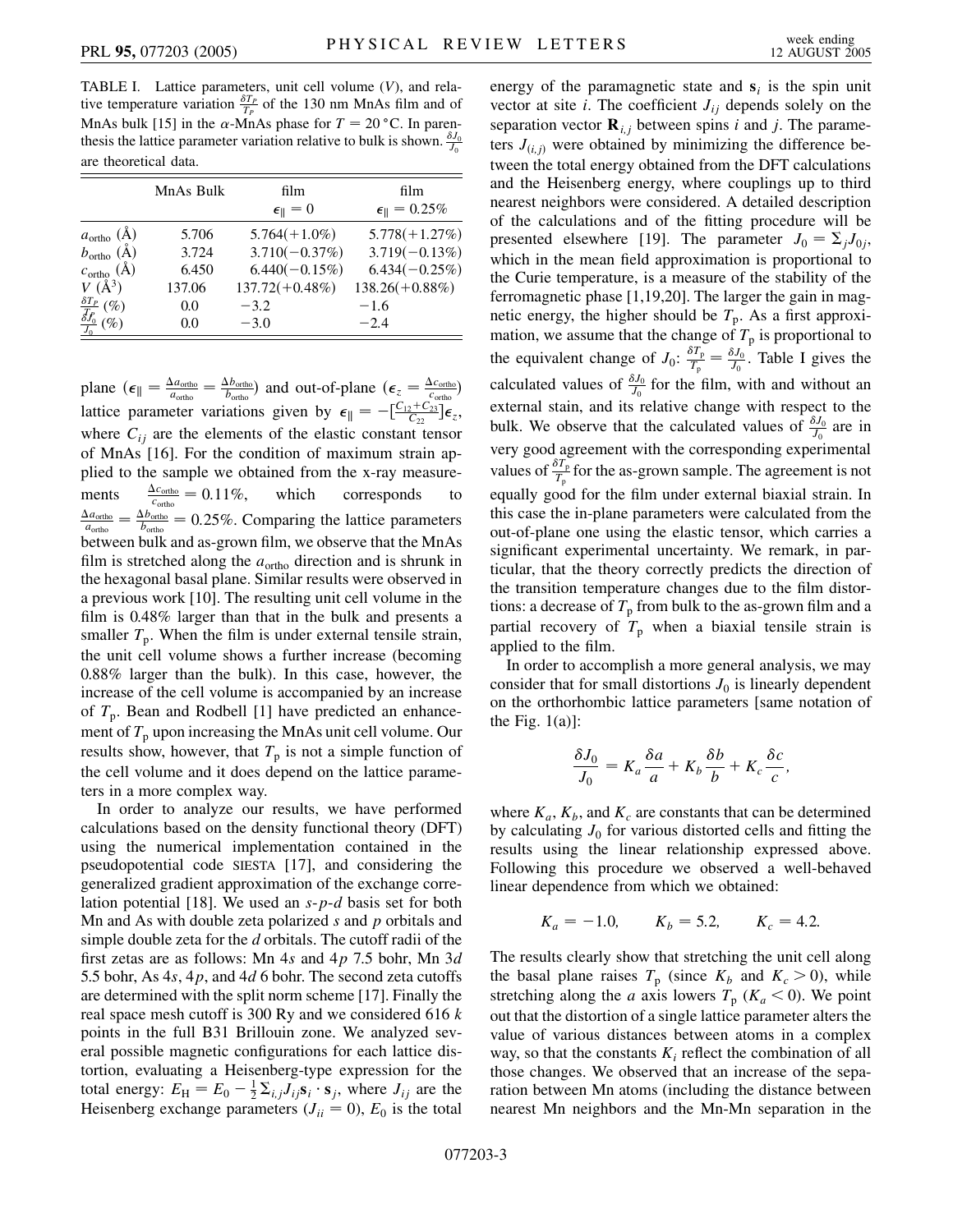TABLE I. Lattice parameters, unit cell volume ($V$), and relative temperature variation $\frac{\delta T_P}{T_P}$ of the 130 nm MnAs film and of MnAs bulk [15] in the $\alpha$-MnAs phase for $T = 20\,^{\circ}\mathrm{C}$. In parenthesis the lattice parameter variation relative to bulk is shown. $\frac{\delta J_0}{J_0}$ are theoretical data.

| | MnAs Bulk | film $\epsilon_{\parallel} = 0$ | film $\epsilon_{\parallel} = 0.25\%$ |
|---|---|---|---|
| $a_{\mathrm{ortho}}$ (Å) | 5.706 | 5.764(+1.0%) | 5.778(+1.27%) |
| $b_{\mathrm{ortho}}$ (Å) | 3.724 | 3.710(−0.37%) | 3.719(−0.13%) |
| $c_{\mathrm{ortho}}$ (Å) | 6.450 | 6.440(−0.15%) | 6.434(−0.25%) |
| $V$ (Å$^3$) | 137.06 | 137.72(+0.48%) | 138.26(+0.88%) |
| $\frac{\delta T_P}{T_P}$ (%) | 0.0 | −3.2 | −1.6 |
| $\frac{\delta J_0}{J_0}$ (%) | 0.0 | −3.0 | −2.4 |

plane ($\epsilon_{\parallel} = \frac{\Delta a_{\mathrm{ortho}}}{a_{\mathrm{ortho}}} = \frac{\Delta b_{\mathrm{ortho}}}{b_{\mathrm{ortho}}}$) and out-of-plane ($\epsilon_z = \frac{\Delta c_{\mathrm{ortho}}}{c_{\mathrm{ortho}}}$) lattice parameter variations given by $\epsilon_{\parallel} = -[\frac{C_{12}+C_{23}}{C_{22}}]\epsilon_z$, where $C_{ij}$ are the elements of the elastic constant tensor of MnAs [16]. For the condition of maximum strain applied to the sample we obtained from the x-ray measurements $\frac{\Delta c_{\mathrm{ortho}}}{c_{\mathrm{ortho}}} = 0.11\%$, which corresponds to $\frac{\Delta a_{\mathrm{ortho}}}{a_{\mathrm{ortho}}} = \frac{\Delta b_{\mathrm{ortho}}}{b_{\mathrm{ortho}}} = 0.25\%$. Comparing the lattice parameters between bulk and as-grown film, we observe that the MnAs film is stretched along the $a_{\mathrm{ortho}}$ direction and is shrunk in the hexagonal basal plane. Similar results were observed in a previous work [10]. The resulting unit cell volume in the film is 0.48% larger than that in the bulk and presents a smaller $T_{\mathrm{p}}$. When the film is under external tensile strain, the unit cell volume shows a further increase (becoming 0.88% larger than the bulk). In this case, however, the increase of the cell volume is accompanied by an increase of $T_{\mathrm{p}}$. Bean and Rodbell [1] have predicted an enhancement of $T_{\mathrm{p}}$ upon increasing the MnAs unit cell volume. Our results show, however, that $T_{\mathrm{p}}$ is not a simple function of the cell volume and it does depend on the lattice parameters in a more complex way.

In order to analyze our results, we have performed calculations based on the density functional theory (DFT) using the numerical implementation contained in the pseudopotential code SIESTA [17], and considering the generalized gradient approximation of the exchange correlation potential [18]. We used an $s$-$p$-$d$ basis set for both Mn and As with double zeta polarized $s$ and $p$ orbitals and simple double zeta for the $d$ orbitals. The cutoff radii of the first zetas are as follows: Mn 4$s$ and 4$p$ 7.5 bohr, Mn 3$d$ 5.5 bohr, As 4$s$, 4$p$, and 4$d$ 6 bohr. The second zeta cutoffs are determined with the split norm scheme [17]. Finally the real space mesh cutoff is 300 Ry and we considered 616 $k$ points in the full B31 Brillouin zone. We analyzed several possible magnetic configurations for each lattice distortion, evaluating a Heisenberg-type expression for the total energy: $E_{\mathrm{H}} = E_0 - \frac{1}{2}\sum_{i,j} J_{ij}\mathbf{s}_i \cdot \mathbf{s}_j$, where $J_{ij}$ are the Heisenberg exchange parameters ($J_{ii} = 0$), $E_0$ is the total energy of the paramagnetic state and $\mathbf{s}_i$ is the spin unit vector at site $i$. The coefficient $J_{ij}$ depends solely on the separation vector $\mathbf{R}_{i,j}$ between spins $i$ and $j$. The parameters $J_{(i,j)}$ were obtained by minimizing the difference between the total energy obtained from the DFT calculations and the Heisenberg energy, where couplings up to third nearest neighbors were considered. A detailed description of the calculations and of the fitting procedure will be presented elsewhere [19]. The parameter $J_0 = \Sigma_j J_{0j}$, which in the mean field approximation is proportional to the Curie temperature, is a measure of the stability of the ferromagnetic phase [1,19,20]. The larger the gain in magnetic energy, the higher should be $T_{\mathrm{p}}$. As a first approximation, we assume that the change of $T_{\mathrm{p}}$ is proportional to the equivalent change of $J_0$: $\frac{\delta T_{\mathrm{p}}}{T_{\mathrm{p}}} = \frac{\delta J_0}{J_0}$. Table I gives the calculated values of $\frac{\delta J_0}{J_0}$ for the film, with and without an external stain, and its relative change with respect to the bulk. We observe that the calculated values of $\frac{\delta J_0}{J_0}$ are in very good agreement with the corresponding experimental values of $\frac{\delta T_{\mathrm{p}}}{T_{\mathrm{p}}}$ for the as-grown sample. The agreement is not equally good for the film under external biaxial strain. In this case the in-plane parameters were calculated from the out-of-plane one using the elastic tensor, which carries a significant experimental uncertainty. We remark, in particular, that the theory correctly predicts the direction of the transition temperature changes due to the film distortions: a decrease of $T_{\mathrm{p}}$ from bulk to the as-grown film and a partial recovery of $T_{\mathrm{p}}$ when a biaxial tensile strain is applied to the film.

In order to accomplish a more general analysis, we may consider that for small distortions $J_0$ is linearly dependent on the orthorhombic lattice parameters [same notation of the Fig. 1(a)]:

$$\frac{\delta J_0}{J_0} = K_a \frac{\delta a}{a} + K_b \frac{\delta b}{b} + K_c \frac{\delta c}{c},$$

where $K_a$, $K_b$, and $K_c$ are constants that can be determined by calculating $J_0$ for various distorted cells and fitting the results using the linear relationship expressed above. Following this procedure we observed a well-behaved linear dependence from which we obtained:

$$K_a = -1.0, \qquad K_b = 5.2, \qquad K_c = 4.2.$$

The results clearly show that stretching the unit cell along the basal plane raises $T_{\mathrm{p}}$ (since $K_b$ and $K_c > 0$), while stretching along the $a$ axis lowers $T_{\mathrm{p}}$ ($K_a < 0$). We point out that the distortion of a single lattice parameter alters the value of various distances between atoms in a complex way, so that the constants $K_i$ reflect the combination of all those changes. We observed that an increase of the separation between Mn atoms (including the distance between nearest Mn neighbors and the Mn-Mn separation in the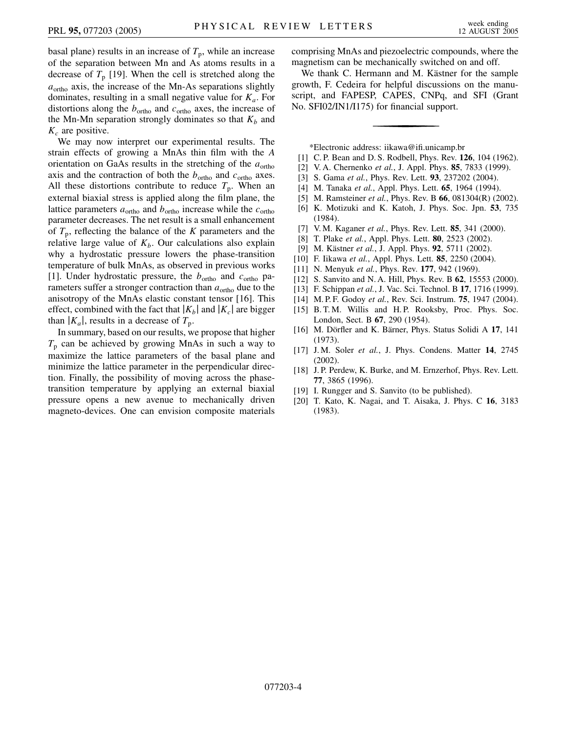basal plane) results in an increase of $T_p$, while an increase of the separation between Mn and As atoms results in a decrease of $T_p$ [19]. When the cell is stretched along the $a_{ortho}$ axis, the increase of the Mn-As separations slightly dominates, resulting in a small negative value for $K_a$. For distortions along the $b_{ortho}$ and $c_{ortho}$ axes, the increase of the Mn-Mn separation strongly dominates so that $K_b$ and $K_c$ are positive.

We may now interpret our experimental results. The strain effects of growing a MnAs thin film with the *A* orientation on GaAs results in the stretching of the $a_{ortho}$ axis and the contraction of both the $b_{ortho}$ and $c_{ortho}$ axes. All these distortions contribute to reduce $T_p$. When an external biaxial stress is applied along the film plane, the lattice parameters $a_{ortho}$ and $b_{ortho}$ increase while the $c_{ortho}$ parameter decreases. The net result is a small enhancement of $T_p$, reflecting the balance of the *K* parameters and the relative large value of $K_b$. Our calculations also explain why a hydrostatic pressure lowers the phase-transition temperature of bulk MnAs, as observed in previous works [1]. Under hydrostatic pressure, the $b_{ortho}$ and $c_{ortho}$ parameters suffer a stronger contraction than $a_{ortho}$ due to the anisotropy of the MnAs elastic constant tensor [16]. This effect, combined with the fact that $|K_b|$ and $|K_c|$ are bigger than $|K_a|$, results in a decrease of $T_p$.

In summary, based on our results, we propose that higher $T_p$ can be achieved by growing MnAs in such a way to maximize the lattice parameters of the basal plane and minimize the lattice parameter in the perpendicular direction. Finally, the possibility of moving across the phase-transition temperature by applying an external biaxial pressure opens a new avenue to mechanically driven magneto-devices. One can envision composite materials comprising MnAs and piezoelectric compounds, where the magnetism can be mechanically switched on and off.

We thank C. Hermann and M. Kästner for the sample growth, F. Cedeira for helpful discussions on the manuscript, and FAPESP, CAPES, CNPq, and SFI (Grant No. SFI02/IN1/I175) for financial support.

---

*Electronic address: iikawa@ifi.unicamp.br

[1] C. P. Bean and D. S. Rodbell, Phys. Rev. **126**, 104 (1962).
[2] V. A. Chernenko *et al.*, J. Appl. Phys. **85**, 7833 (1999).
[3] S. Gama *et al.*, Phys. Rev. Lett. **93**, 237202 (2004).
[4] M. Tanaka *et al.*, Appl. Phys. Lett. **65**, 1964 (1994).
[5] M. Ramsteiner *et al.*, Phys. Rev. B **66**, 081304(R) (2002).
[6] K. Motizuki and K. Katoh, J. Phys. Soc. Jpn. **53**, 735 (1984).
[7] V. M. Kaganer *et al.*, Phys. Rev. Lett. **85**, 341 (2000).
[8] T. Plake *et al.*, Appl. Phys. Lett. **80**, 2523 (2002).
[9] M. Kästner *et al.*, J. Appl. Phys. **92**, 5711 (2002).
[10] F. Iikawa *et al.*, Appl. Phys. Lett. **85**, 2250 (2004).
[11] N. Menyuk *et al.*, Phys. Rev. **177**, 942 (1969).
[12] S. Sanvito and N. A. Hill, Phys. Rev. B **62**, 15553 (2000).
[13] F. Schippan *et al.*, J. Vac. Sci. Technol. B **17**, 1716 (1999).
[14] M. P. F. Godoy *et al.*, Rev. Sci. Instrum. **75**, 1947 (2004).
[15] B. T. M. Willis and H. P. Rooksby, Proc. Phys. Soc. London, Sect. B **67**, 290 (1954).
[16] M. Dörfler and K. Bärner, Phys. Status Solidi A **17**, 141 (1973).
[17] J. M. Soler *et al.*, J. Phys. Condens. Matter **14**, 2745 (2002).
[18] J. P. Perdew, K. Burke, and M. Ernzerhof, Phys. Rev. Lett. **77**, 3865 (1996).
[19] I. Rungger and S. Sanvito (to be published).
[20] T. Kato, K. Nagai, and T. Aisaka, J. Phys. C **16**, 3183 (1983).